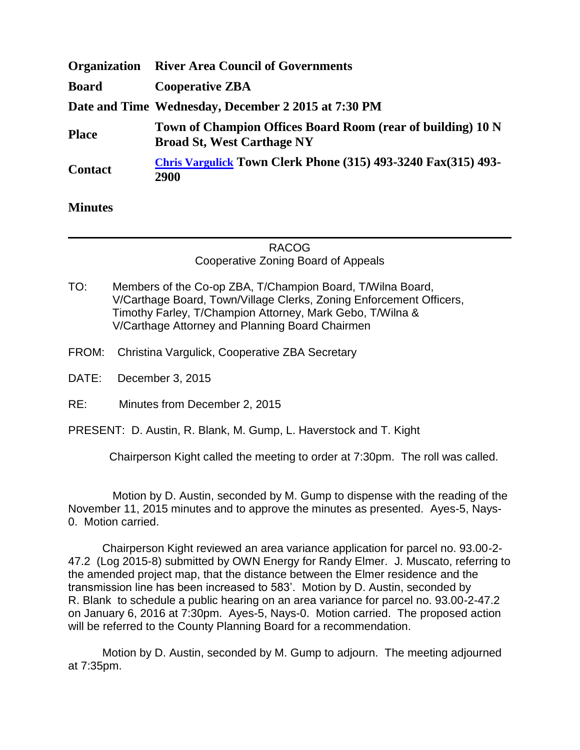| | |
|---|---|
| **Organization** | **River Area Council of Governments** |
| **Board** | **Cooperative ZBA** |
| **Date and Time** | **Wednesday, December 2 2015 at 7:30 PM** |
| **Place** | **Town of Champion Offices Board Room (rear of building) 10 N Broad St, West Carthage NY** |
| **Contact** | **[Chris Vargulick](Chris Vargulick) Town Clerk Phone (315) 493-3240 Fax(315) 493-2900** |

**Minutes**

---

RACOG
Cooperative Zoning Board of Appeals

TO: Members of the Co-op ZBA, T/Champion Board, T/Wilna Board, V/Carthage Board, Town/Village Clerks, Zoning Enforcement Officers, Timothy Farley, T/Champion Attorney, Mark Gebo, T/Wilna & V/Carthage Attorney and Planning Board Chairmen

FROM: Christina Vargulick, Cooperative ZBA Secretary

DATE: December 3, 2015

RE: Minutes from December 2, 2015

PRESENT: D. Austin, R. Blank, M. Gump, L. Haverstock and T. Kight

Chairperson Kight called the meeting to order at 7:30pm. The roll was called.

Motion by D. Austin, seconded by M. Gump to dispense with the reading of the November 11, 2015 minutes and to approve the minutes as presented. Ayes-5, Nays-0. Motion carried.

Chairperson Kight reviewed an area variance application for parcel no. 93.00-2-47.2 (Log 2015-8) submitted by OWN Energy for Randy Elmer. J. Muscato, referring to the amended project map, that the distance between the Elmer residence and the transmission line has been increased to 583'. Motion by D. Austin, seconded by R. Blank to schedule a public hearing on an area variance for parcel no. 93.00-2-47.2 on January 6, 2016 at 7:30pm. Ayes-5, Nays-0. Motion carried. The proposed action will be referred to the County Planning Board for a recommendation.

Motion by D. Austin, seconded by M. Gump to adjourn. The meeting adjourned at 7:35pm.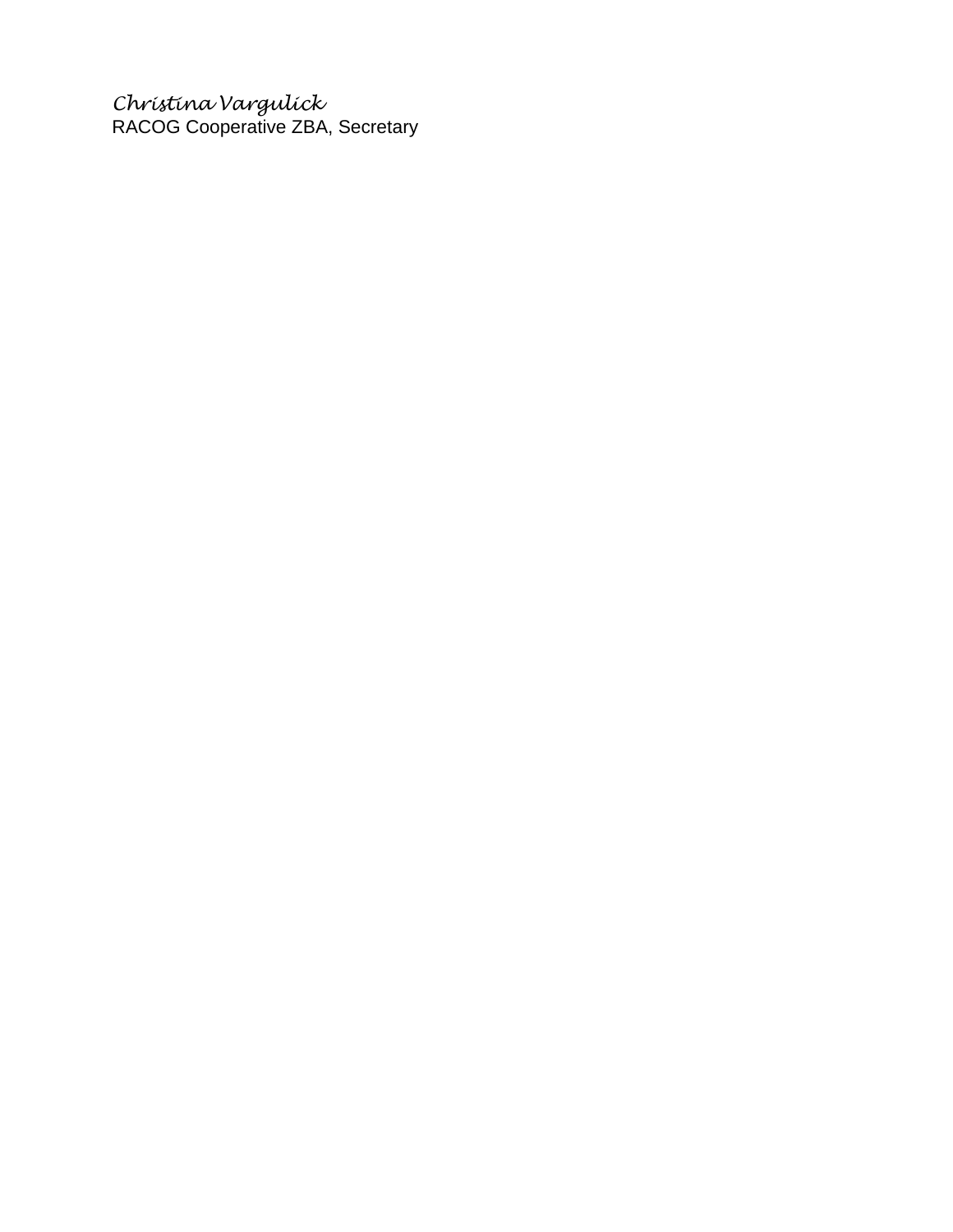*Christina Vargulick*
RACOG Cooperative ZBA, Secretary